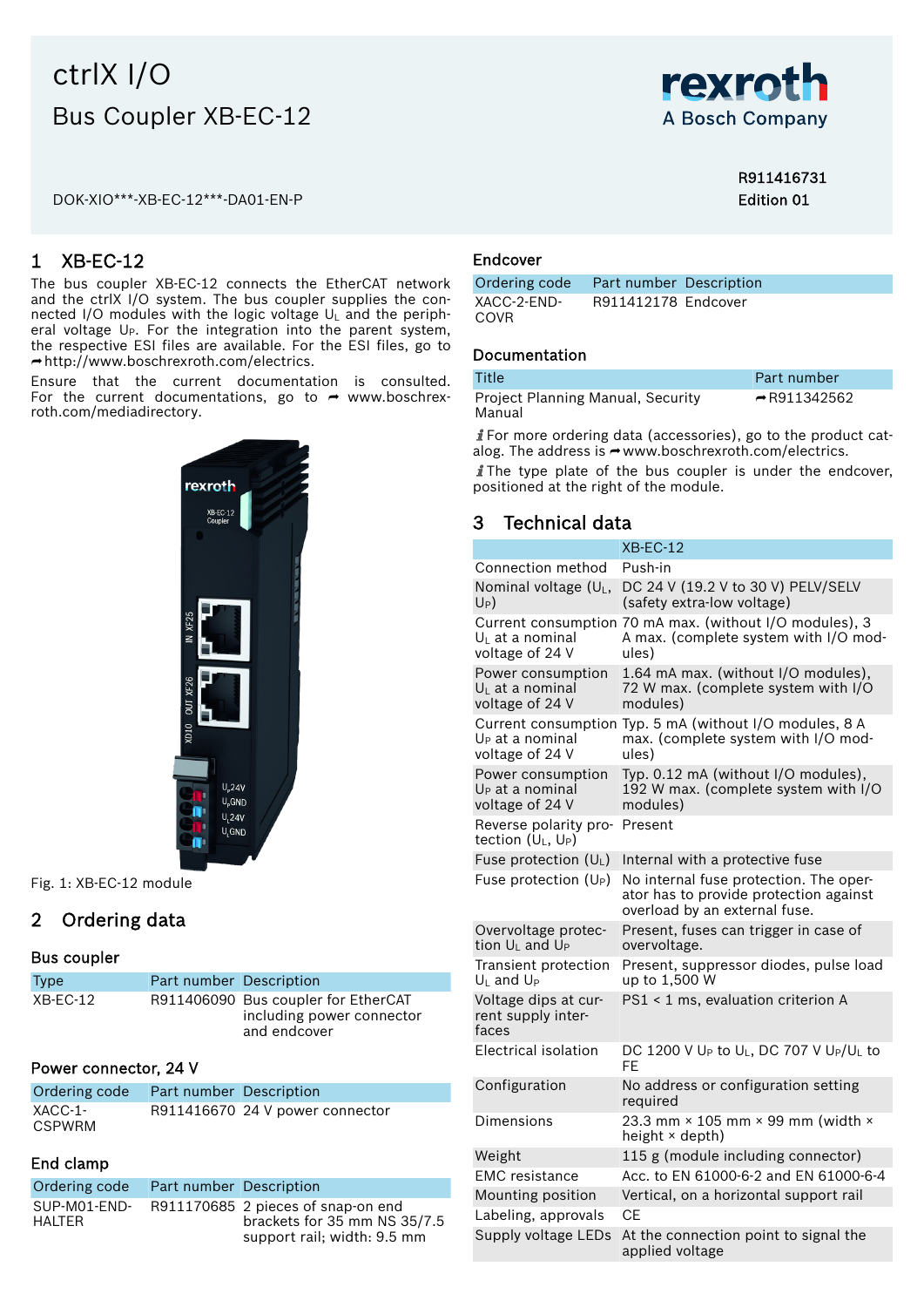# ctrlX I/O

## Bus Coupler XB-EC-12

DOK-XIO***-XB-EC-12***-DA01-EN-P

R911416731
Edition 01

## 1 XB-EC-12

The bus coupler XB-EC-12 connects the EtherCAT network and the ctrlX I/O system. The bus coupler supplies the connected I/O modules with the logic voltage $U_L$ and the peripheral voltage $U_P$. For the integration into the parent system, the respective ESI files are available. For the ESI files, go to ➦http://www.boschrexroth.com/electrics.

Ensure that the current documentation is consulted. For the current documentations, go to ➦ www.boschrexroth.com/mediadirectory.

Fig. 1: XB-EC-12 module

## 2 Ordering data

### Bus coupler

| Type | Part number | Description |
|---|---|---|
| XB-EC-12 | R911406090 | Bus coupler for EtherCAT including power connector and endcover |

### Power connector, 24 V

| Ordering code | Part number | Description |
|---|---|---|
| XACC-1-CSPWRM | R911416670 | 24 V power connector |

### End clamp

| Ordering code | Part number | Description |
|---|---|---|
| SUP-M01-END-HALTER | R911170685 | 2 pieces of snap-on end brackets for 35 mm NS 35/7.5 support rail; width: 9.5 mm |

### Endcover

| Ordering code | Part number | Description |
|---|---|---|
| XACC-2-END-COVR | R911412178 | Endcover |

### Documentation

| Title | Part number |
|---|---|
| Project Planning Manual, Security Manual | ➦R911342562 |

ℹ For more ordering data (accessories), go to the product catalog. The address is ➦www.boschrexroth.com/electrics.

ℹ The type plate of the bus coupler is under the endcover, positioned at the right of the module.

## 3 Technical data

| | XB-EC-12 |
|---|---|
| Connection method | Push-in |
| Nominal voltage ($U_L$, $U_P$) | DC 24 V (19.2 V to 30 V) PELV/SELV (safety extra-low voltage) |
| Current consumption $U_L$ at a nominal voltage of 24 V | 70 mA max. (without I/O modules), 3 A max. (complete system with I/O modules) |
| Power consumption $U_L$ at a nominal voltage of 24 V | 1.64 mA max. (without I/O modules), 72 W max. (complete system with I/O modules) |
| Current consumption $U_P$ at a nominal voltage of 24 V | Typ. 5 mA (without I/O modules, 8 A max. (complete system with I/O modules) |
| Power consumption $U_P$ at a nominal voltage of 24 V | Typ. 0.12 mA (without I/O modules), 192 W max. (complete system with I/O modules) |
| Reverse polarity protection ($U_L$, $U_P$) | Present |
| Fuse protection ($U_L$) | Internal with a protective fuse |
| Fuse protection ($U_P$) | No internal fuse protection. The operator has to provide protection against overload by an external fuse. |
| Overvoltage protection $U_L$ and $U_P$ | Present, fuses can trigger in case of overvoltage. |
| Transient protection $U_L$ and $U_P$ | Present, suppressor diodes, pulse load up to 1,500 W |
| Voltage dips at current supply interfaces | PS1 < 1 ms, evaluation criterion A |
| Electrical isolation | DC 1200 V $U_P$ to $U_L$, DC 707 V $U_P$/$U_L$ to FE |
| Configuration | No address or configuration setting required |
| Dimensions | 23.3 mm × 105 mm × 99 mm (width × height × depth) |
| Weight | 115 g (module including connector) |
| EMC resistance | Acc. to EN 61000-6-2 and EN 61000-6-4 |
| Mounting position | Vertical, on a horizontal support rail |
| Labeling, approvals | CE |
| Supply voltage LEDs | At the connection point to signal the applied voltage |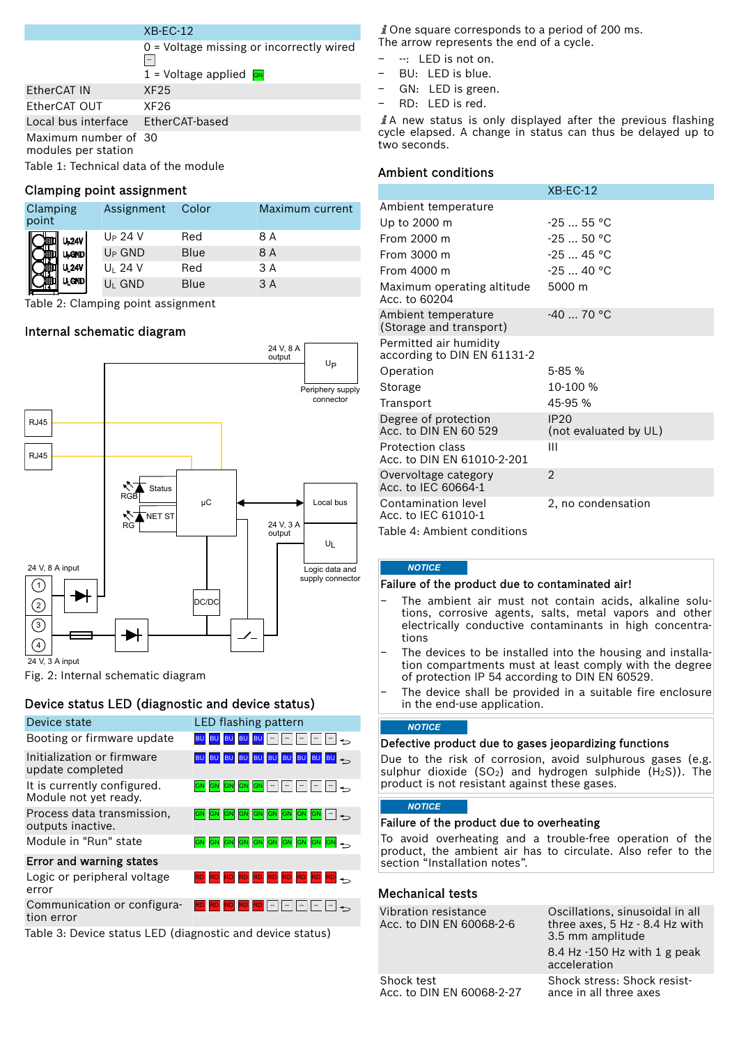| | XB-EC-12 |
|---|---|
| | 0 = Voltage missing or incorrectly wired -- |
| | 1 = Voltage applied GN |
| EtherCAT IN | XF25 |
| EtherCAT OUT | XF26 |
| Local bus interface | EtherCAT-based |
| Maximum number of modules per station | 30 |

Table 1: Technical data of the module

## Clamping point assignment

| Clamping point | Assignment | Color | Maximum current |
|---|---|---|---|
| $U_P$24V | $U_P$ 24 V | Red | 8 A |
| $U_P$GND | $U_P$ GND | Blue | 8 A |
| $U_L$24V | $U_L$ 24 V | Red | 3 A |
| $U_L$GND | $U_L$ GND | Blue | 3 A |

Table 2: Clamping point assignment

## Internal schematic diagram

24 V, 8 A output — $U_P$ — Periphery supply connector

RJ45, RJ45

RGB Status, RG NET ST, µC, Local bus

24 V, 3 A output — $U_L$ — Logic data and supply connector

24 V, 8 A input ①②, ③④ 24 V, 3 A input, DC/DC

Fig. 2: Internal schematic diagram

## Device status LED (diagnostic and device status)

| Device state | LED flashing pattern |
|---|---|
| Booting or firmware update | BU BU BU BU BU -- -- -- -- -- ↩ |
| Initialization or firmware update completed | BU BU BU BU BU BU BU BU BU BU ↩ |
| It is currently configured. Module not yet ready. | GN GN GN GN GN -- -- -- -- -- ↩ |
| Process data transmission, outputs inactive. | GN GN GN GN GN GN GN GN GN -- ↩ |
| Module in "Run" state | GN GN GN GN GN GN GN GN GN GN ↩ |
| **Error and warning states** | |
| Logic or peripheral voltage error | RD RD RD RD RD RD RD RD RD RD ↩ |
| Communication or configuration error | RD RD RD RD RD -- -- -- -- -- ↩ |

Table 3: Device status LED (diagnostic and device status)

*i* One square corresponds to a period of 200 ms. The arrow represents the end of a cycle.

- --: LED is not on.
- BU: LED is blue.
- GN: LED is green.
- RD: LED is red.

*i* A new status is only displayed after the previous flashing cycle elapsed. A change in status can thus be delayed up to two seconds.

## Ambient conditions

| | XB-EC-12 |
|---|---|
| Ambient temperature | |
| Up to 2000 m | -25 ... 55 °C |
| From 2000 m | -25 ... 50 °C |
| From 3000 m | -25 ... 45 °C |
| From 4000 m | -25 ... 40 °C |
| Maximum operating altitude Acc. to 60204 | 5000 m |
| Ambient temperature (Storage and transport) | -40 ... 70 °C |
| Permitted air humidity according to DIN EN 61131-2 | |
| Operation | 5-85 % |
| Storage | 10-100 % |
| Transport | 45-95 % |
| Degree of protection Acc. to DIN EN 60 529 | IP20 (not evaluated by UL) |
| Protection class Acc. to DIN EN 61010-2-201 | III |
| Overvoltage category Acc. to IEC 60664-1 | 2 |
| Contamination level Acc. to IEC 61010-1 | 2, no condensation |

Table 4: Ambient conditions

**NOTICE**

**Failure of the product due to contaminated air!**

- The ambient air must not contain acids, alkaline solutions, corrosive agents, salts, metal vapors and other electrically conductive contaminants in high concentrations
- The devices to be installed into the housing and installation compartments must at least comply with the degree of protection IP 54 according to DIN EN 60529.
- The device shall be provided in a suitable fire enclosure in the end-use application.

**NOTICE**

**Defective product due to gases jeopardizing functions**

Due to the risk of corrosion, avoid sulphurous gases (e.g. sulphur dioxide ($SO_2$) and hydrogen sulphide ($H_2S$)). The product is not resistant against these gases.

**NOTICE**

**Failure of the product due to overheating**

To avoid overheating and a trouble-free operation of the product, the ambient air has to circulate. Also refer to the section “Installation notes”.

## Mechanical tests

| | |
|---|---|
| Vibration resistance Acc. to DIN EN 60068-2-6 | Oscillations, sinusoidal in all three axes, 5 Hz - 8.4 Hz with 3.5 mm amplitude<br>8.4 Hz -150 Hz with 1 g peak acceleration |
| Shock test Acc. to DIN EN 60068-2-27 | Shock stress: Shock resistance in all three axes |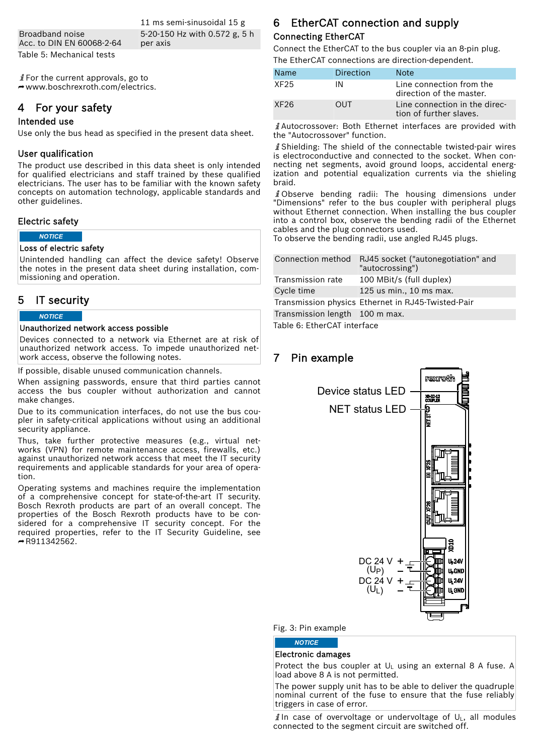| | 11 ms semi-sinusoidal 15 g |
|---|---|
| Broadband noise Acc. to DIN EN 60068-2-64 | 5-20-150 Hz with 0.572 g, 5 h per axis |

Table 5: Mechanical tests

ℹ For the current approvals, go to ➡www.boschrexroth.com/electrics.

# 4 For your safety

## Intended use

Use only the bus head as specified in the present data sheet.

## User qualification

The product use described in this data sheet is only intended for qualified electricians and staff trained by these qualified electricians. The user has to be familiar with the known safety concepts on automation technology, applicable standards and other guidelines.

## Electric safety

**NOTICE**

**Loss of electric safety**

Unintended handling can affect the device safety! Observe the notes in the present data sheet during installation, commissioning and operation.

# 5 IT security

**NOTICE**

**Unauthorized network access possible**

Devices connected to a network via Ethernet are at risk of unauthorized network access. To impede unauthorized network access, observe the following notes.

If possible, disable unused communication channels.

When assigning passwords, ensure that third parties cannot access the bus coupler without authorization and cannot make changes.

Due to its communication interfaces, do not use the bus coupler in safety-critical applications without using an additional security appliance.

Thus, take further protective measures (e.g., virtual networks (VPN) for remote maintenance access, firewalls, etc.) against unauthorized network access that meet the IT security requirements and applicable standards for your area of operation.

Operating systems and machines require the implementation of a comprehensive concept for state-of-the-art IT security. Bosch Rexroth products are part of an overall concept. The properties of the Bosch Rexroth products have to be considered for a comprehensive IT security concept. For the required properties, refer to the IT Security Guideline, see ➡R911342562.

# 6 EtherCAT connection and supply

## Connecting EtherCAT

Connect the EtherCAT to the bus coupler via an 8-pin plug.

The EtherCAT connections are direction-dependent.

| Name | Direction | Note |
|---|---|---|
| XF25 | IN | Line connection from the direction of the master. |
| XF26 | OUT | Line connection in the direction of further slaves. |

ℹ Autocrossover: Both Ethernet interfaces are provided with the "Autocrossover" function.

ℹ Shielding: The shield of the connectable twisted-pair wires is electroconductive and connected to the socket. When connecting net segments, avoid ground loops, accidental energization and potential equalization currents via the shieling braid.

ℹ Observe bending radii: The housing dimensions under "Dimensions" refer to the bus coupler with peripheral plugs without Ethernet connection. When installing the bus coupler into a control box, observe the bending radii of the Ethernet cables and the plug connectors used.
To observe the bending radii, use angled RJ45 plugs.

| | |
|---|---|
| Connection method | RJ45 socket ("autonegotiation" and "autocrossing") |
| Transmission rate | 100 MBit/s (full duplex) |
| Cycle time | 125 us min., 10 ms max. |
| Transmission physics | Ethernet in RJ45-Twisted-Pair |
| Transmission length | 100 m max. |

Table 6: EtherCAT interface

# 7 Pin example

Device status LED

NET status LED

DC 24 V + – ($U_P$)

DC 24 V + – ($U_L$)

Fig. 3: Pin example

**NOTICE**

**Electronic damages**

Protect the bus coupler at $U_L$ using an external 8 A fuse. A load above 8 A is not permitted.

The power supply unit has to be able to deliver the quadruple nominal current of the fuse to ensure that the fuse reliably triggers in case of error.

ℹ In case of overvoltage or undervoltage of $U_L$, all modules connected to the segment circuit are switched off.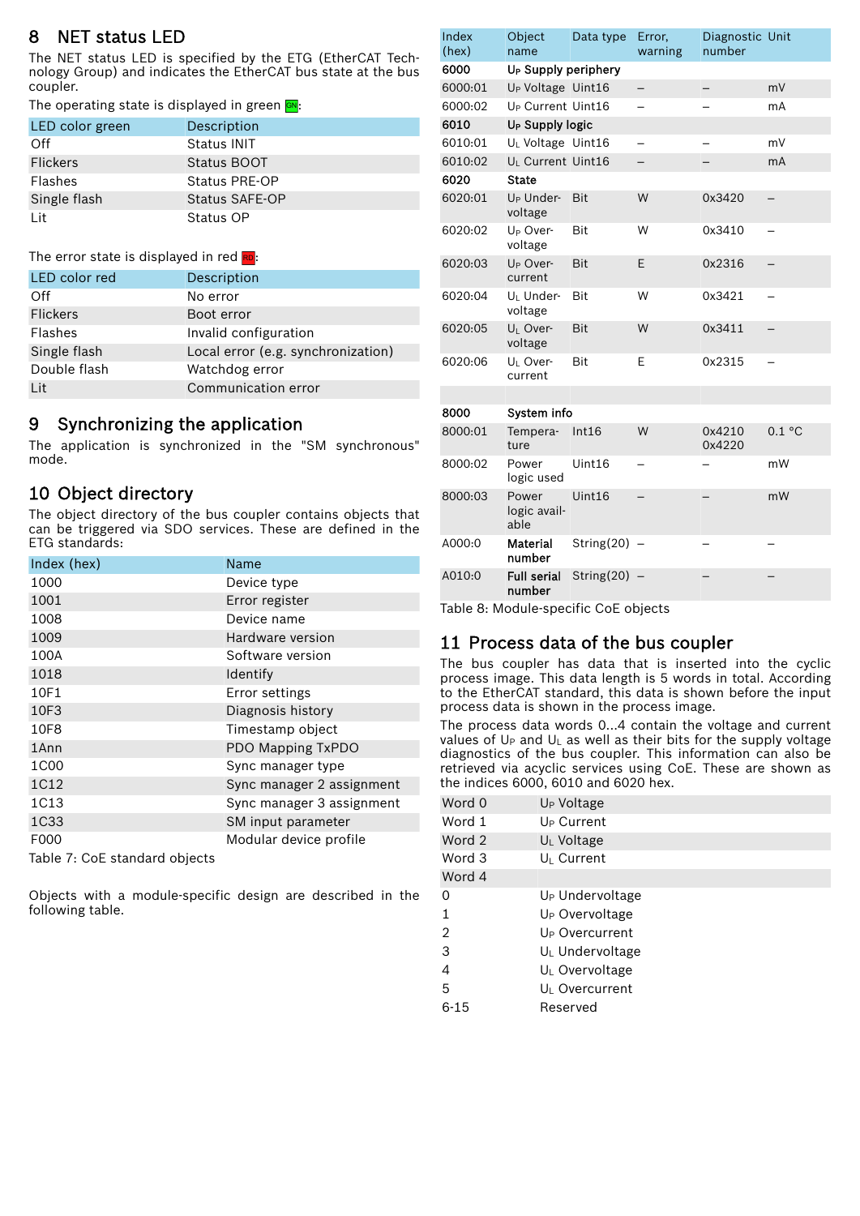# 8 NET status LED

The NET status LED is specified by the ETG (EtherCAT Technology Group) and indicates the EtherCAT bus state at the bus coupler.

The operating state is displayed in green GN:

| LED color green | Description |
|---|---|
| Off | Status INIT |
| Flickers | Status BOOT |
| Flashes | Status PRE-OP |
| Single flash | Status SAFE-OP |
| Lit | Status OP |

The error state is displayed in red RD:

| LED color red | Description |
|---|---|
| Off | No error |
| Flickers | Boot error |
| Flashes | Invalid configuration |
| Single flash | Local error (e.g. synchronization) |
| Double flash | Watchdog error |
| Lit | Communication error |

# 9 Synchronizing the application

The application is synchronized in the "SM synchronous" mode.

# 10 Object directory

The object directory of the bus coupler contains objects that can be triggered via SDO services. These are defined in the ETG standards:

| Index (hex) | Name |
|---|---|
| 1000 | Device type |
| 1001 | Error register |
| 1008 | Device name |
| 1009 | Hardware version |
| 100A | Software version |
| 1018 | Identify |
| 10F1 | Error settings |
| 10F3 | Diagnosis history |
| 10F8 | Timestamp object |
| 1Ann | PDO Mapping TxPDO |
| 1C00 | Sync manager type |
| 1C12 | Sync manager 2 assignment |
| 1C13 | Sync manager 3 assignment |
| 1C33 | SM input parameter |
| F000 | Modular device profile |

Table 7: CoE standard objects

Objects with a module-specific design are described in the following table.

| Index (hex) | Object name | Data type | Error, warning | Diagnostic number | Unit |
|---|---|---|---|---|---|
| **6000** | **$U_P$ Supply periphery** | | | | |
| 6000:01 | $U_P$ Voltage | Uint16 | – | – | mV |
| 6000:02 | $U_P$ Current | Uint16 | – | – | mA |
| **6010** | **$U_P$ Supply logic** | | | | |
| 6010:01 | $U_L$ Voltage | Uint16 | – | – | mV |
| 6010:02 | $U_L$ Current | Uint16 | – | – | mA |
| **6020** | **State** | | | | |
| 6020:01 | $U_P$ Undervoltage | Bit | W | 0x3420 | – |
| 6020:02 | $U_P$ Overvoltage | Bit | W | 0x3410 | – |
| 6020:03 | $U_P$ Overcurrent | Bit | E | 0x2316 | – |
| 6020:04 | $U_L$ Undervoltage | Bit | W | 0x3421 | – |
| 6020:05 | $U_L$ Overvoltage | Bit | W | 0x3411 | – |
| 6020:06 | $U_L$ Overcurrent | Bit | E | 0x2315 | – |
| | | | | | |
| **8000** | **System info** | | | | |
| 8000:01 | Temperature | Int16 | W | 0x4210 0x4220 | 0.1 °C |
| 8000:02 | Power logic used | Uint16 | – | – | mW |
| 8000:03 | Power logic available | Uint16 | – | – | mW |
| A000:0 | **Material number** | String(20) | – | – | – |
| A010:0 | **Full serial number** | String(20) | – | – | – |

Table 8: Module-specific CoE objects

# 11 Process data of the bus coupler

The bus coupler has data that is inserted into the cyclic process image. This data length is 5 words in total. According to the EtherCAT standard, this data is shown before the input process data is shown in the process image.

The process data words 0...4 contain the voltage and current values of $U_P$ and $U_L$ as well as their bits for the supply voltage diagnostics of the bus coupler. This information can also be retrieved via acyclic services using CoE. These are shown as the indices 6000, 6010 and 6020 hex.

| Word 0 | $U_P$ Voltage |
|---|---|
| Word 1 | $U_P$ Current |
| Word 2 | $U_L$ Voltage |
| Word 3 | $U_L$ Current |
| Word 4 | |
| 0 | $U_P$ Undervoltage |
| 1 | $U_P$ Overvoltage |
| 2 | $U_P$ Overcurrent |
| 3 | $U_L$ Undervoltage |
| 4 | $U_L$ Overvoltage |
| 5 | $U_L$ Overcurrent |
| 6-15 | Reserved |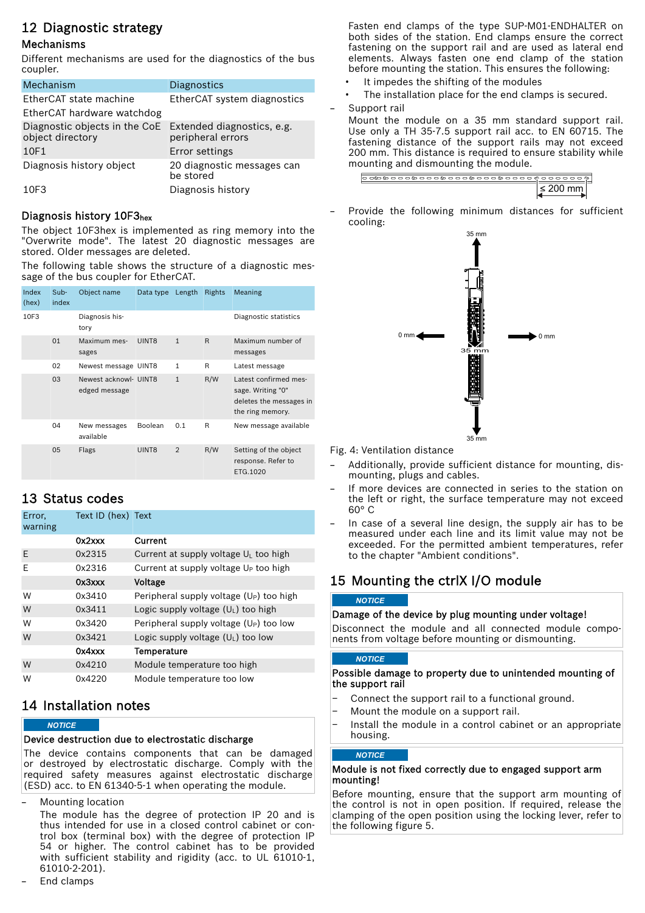## 12 Diagnostic strategy

### Mechanisms

Different mechanisms are used for the diagnostics of the bus coupler.

| Mechanism | Diagnostics |
|---|---|
| EtherCAT state machine | EtherCAT system diagnostics |
| EtherCAT hardware watchdog | |
| Diagnostic objects in the CoE object directory | Extended diagnostics, e.g. peripheral errors |
| 10F1 | Error settings |
| Diagnosis history object | 20 diagnostic messages can be stored |
| 10F3 | Diagnosis history |

### Diagnosis history 10F3$_{hex}$

The object 10F3hex is implemented as ring memory into the "Overwrite mode". The latest 20 diagnostic messages are stored. Older messages are deleted.

The following table shows the structure of a diagnostic message of the bus coupler for EtherCAT.

| Index (hex) | Sub-index | Object name | Data type | Length | Rights | Meaning |
|---|---|---|---|---|---|---|
| 10F3 | | Diagnosis history | | | | Diagnostic statistics |
| | 01 | Maximum messages | UINT8 | 1 | R | Maximum number of messages |
| | 02 | Newest message | UINT8 | 1 | R | Latest message |
| | 03 | Newest acknowledged message | UINT8 | 1 | R/W | Latest confirmed message. Writing "0" deletes the messages in the ring memory. |
| | 04 | New messages available | Boolean | 0.1 | R | New message available |
| | 05 | Flags | UINT8 | 2 | R/W | Setting of the object response. Refer to ETG.1020 |

## 13 Status codes

| Error, warning | Text ID (hex) | Text |
|---|---|---|
| | **0x2xxx** | **Current** |
| E | 0x2315 | Current at supply voltage $U_L$ too high |
| E | 0x2316 | Current at supply voltage $U_P$ too high |
| | **0x3xxx** | **Voltage** |
| W | 0x3410 | Peripheral supply voltage ($U_P$) too high |
| W | 0x3411 | Logic supply voltage ($U_L$) too high |
| W | 0x3420 | Peripheral supply voltage ($U_P$) too low |
| W | 0x3421 | Logic supply voltage ($U_L$) too low |
| | **0x4xxx** | **Temperature** |
| W | 0x4210 | Module temperature too high |
| W | 0x4220 | Module temperature too low |

## 14 Installation notes

**NOTICE**

**Device destruction due to electrostatic discharge**

The device contains components that can be damaged or destroyed by electrostatic discharge. Comply with the required safety measures against electrostatic discharge (ESD) acc. to EN 61340-5-1 when operating the module.

- Mounting location
  The module has the degree of protection IP 20 and is thus intended for use in a closed control cabinet or control box (terminal box) with the degree of protection IP 54 or higher. The control cabinet has to be provided with sufficient stability and rigidity (acc. to UL 61010-1, 61010-2-201).
- End clamps
  Fasten end clamps of the type SUP-M01-ENDHALTER on both sides of the station. End clamps ensure the correct fastening on the support rail and are used as lateral end elements. Always fasten one end clamp of the station before mounting the station. This ensures the following:
  - It impedes the shifting of the modules
  - The installation place for the end clamps is secured.
- Support rail
  Mount the module on a 35 mm standard support rail. Use only a TH 35-7.5 support rail acc. to EN 60715. The fastening distance of the support rails may not exceed 200 mm. This distance is required to ensure stability while mounting and dismounting the module.

≤ 200 mm

- Provide the following minimum distances for sufficient cooling:

35 mm, 0 mm, 0 mm, 35 mm, 35 mm

Fig. 4: Ventilation distance

- Additionally, provide sufficient distance for mounting, dismounting, plugs and cables.
- If more devices are connected in series to the station on the left or right, the surface temperature may not exceed 60° C
- In case of a several line design, the supply air has to be measured under each line and its limit value may not be exceeded. For the permitted ambient temperatures, refer to the chapter "Ambient conditions".

## 15 Mounting the ctrlX I/O module

**NOTICE**

**Damage of the device by plug mounting under voltage!**

Disconnect the module and all connected module components from voltage before mounting or dismounting.

**NOTICE**

**Possible damage to property due to unintended mounting of the support rail**

- Connect the support rail to a functional ground.
- Mount the module on a support rail.
- Install the module in a control cabinet or an appropriate housing.

**NOTICE**

**Module is not fixed correctly due to engaged support arm mounting!**

Before mounting, ensure that the support arm mounting of the control is not in open position. If required, release the clamping of the open position using the locking lever, refer to the following figure 5.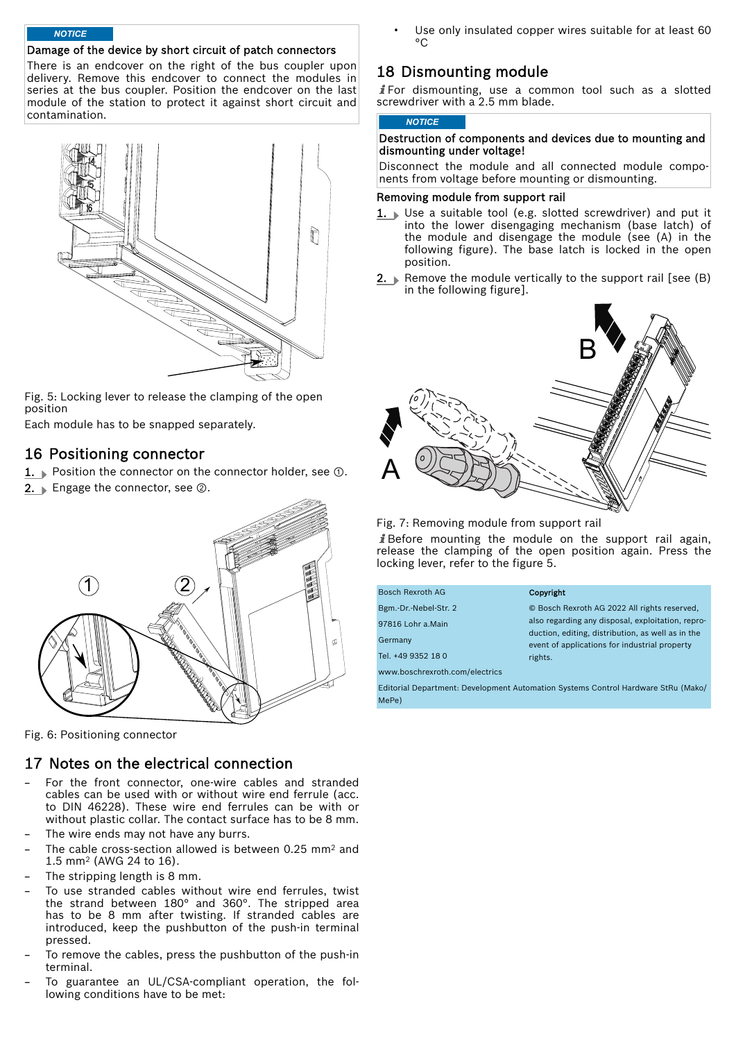**NOTICE**

**Damage of the device by short circuit of patch connectors**

There is an endcover on the right of the bus coupler upon delivery. Remove this endcover to connect the modules in series at the bus coupler. Position the endcover on the last module of the station to protect it against short circuit and contamination.

Fig. 5: Locking lever to release the clamping of the open position

Each module has to be snapped separately.

## 16 Positioning connector

1. Position the connector on the connector holder, see ①.
2. Engage the connector, see ②.

Fig. 6: Positioning connector

## 17 Notes on the electrical connection

- For the front connector, one-wire cables and stranded cables can be used with or without wire end ferrule (acc. to DIN 46228). These wire end ferrules can be with or without plastic collar. The contact surface has to be 8 mm.
- The wire ends may not have any burrs.
- The cable cross-section allowed is between 0.25 mm² and 1.5 mm² (AWG 24 to 16).
- The stripping length is 8 mm.
- To use stranded cables without wire end ferrules, twist the strand between 180° and 360°. The stripped area has to be 8 mm after twisting. If stranded cables are introduced, keep the pushbutton of the push-in terminal pressed.
- To remove the cables, press the pushbutton of the push-in terminal.
- To guarantee an UL/CSA-compliant operation, the following conditions have to be met:
  - Use only insulated copper wires suitable for at least 60 °C

## 18 Dismounting module

ℹ For dismounting, use a common tool such as a slotted screwdriver with a 2.5 mm blade.

**NOTICE**

**Destruction of components and devices due to mounting and dismounting under voltage!**

Disconnect the module and all connected module components from voltage before mounting or dismounting.

### Removing module from support rail

1. Use a suitable tool (e.g. slotted screwdriver) and put it into the lower disengaging mechanism (base latch) of the module and disengage the module (see (A) in the following figure). The base latch is locked in the open position.
2. Remove the module vertically to the support rail [see (B) in the following figure].

Fig. 7: Removing module from support rail

ℹ Before mounting the module on the support rail again, release the clamping of the open position again. Press the locking lever, refer to the figure 5.

Bosch Rexroth AG
Bgm.-Dr.-Nebel-Str. 2
97816 Lohr a.Main
Germany
Tel. +49 9352 18 0
www.boschrexroth.com/electrics

**Copyright**

© Bosch Rexroth AG 2022 All rights reserved, also regarding any disposal, exploitation, reproduction, editing, distribution, as well as in the event of applications for industrial property rights.

Editorial Department: Development Automation Systems Control Hardware StRu (Mako/MePe)